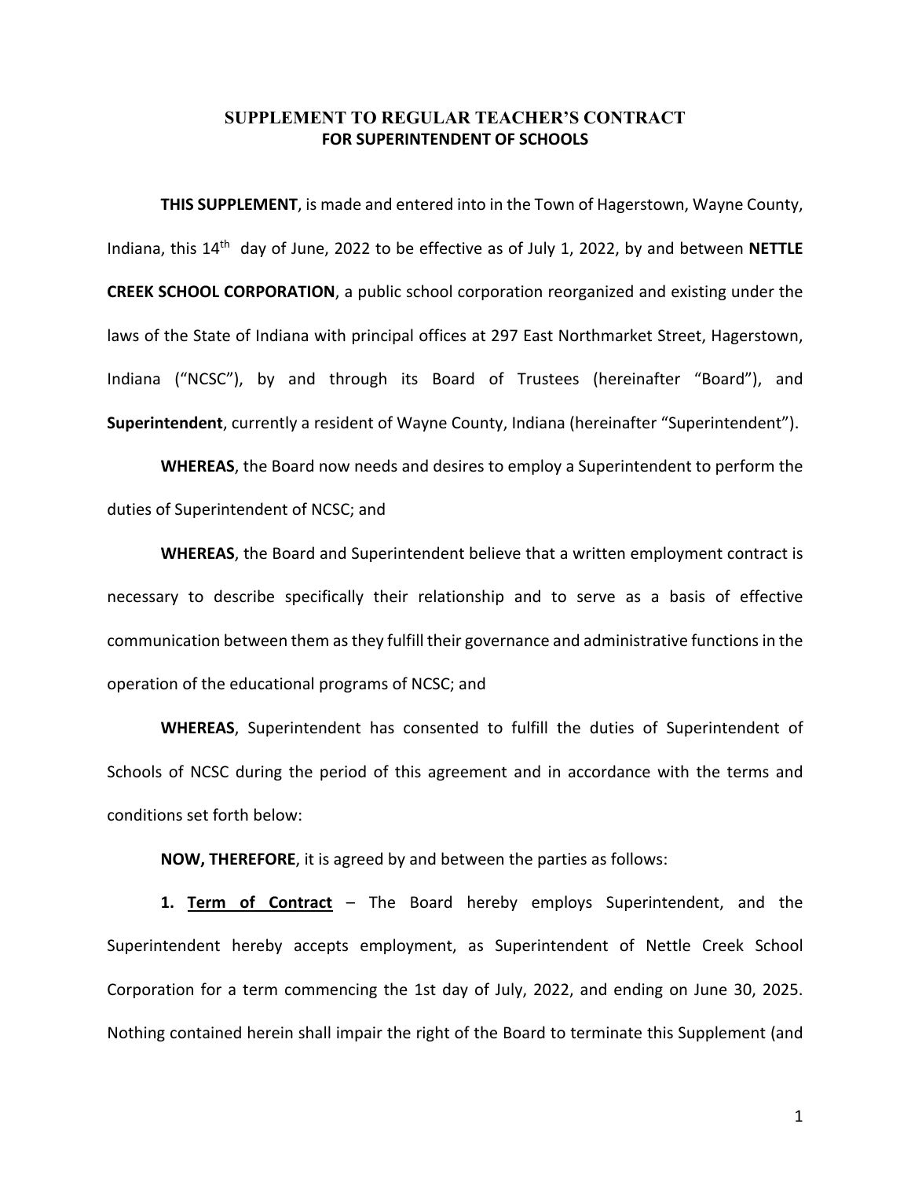# SUPPLEMENT TO REGULAR TEACHER'S CONTRACT
## FOR SUPERINTENDENT OF SCHOOLS

**THIS SUPPLEMENT**, is made and entered into in the Town of Hagerstown, Wayne County, Indiana, this 14th day of June, 2022 to be effective as of July 1, 2022, by and between **NETTLE CREEK SCHOOL CORPORATION**, a public school corporation reorganized and existing under the laws of the State of Indiana with principal offices at 297 East Northmarket Street, Hagerstown, Indiana ("NCSC"), by and through its Board of Trustees (hereinafter "Board"), and **Superintendent**, currently a resident of Wayne County, Indiana (hereinafter "Superintendent").

**WHEREAS**, the Board now needs and desires to employ a Superintendent to perform the duties of Superintendent of NCSC; and

**WHEREAS**, the Board and Superintendent believe that a written employment contract is necessary to describe specifically their relationship and to serve as a basis of effective communication between them as they fulfill their governance and administrative functions in the operation of the educational programs of NCSC; and

**WHEREAS**, Superintendent has consented to fulfill the duties of Superintendent of Schools of NCSC during the period of this agreement and in accordance with the terms and conditions set forth below:

**NOW, THEREFORE**, it is agreed by and between the parties as follows:

**1. Term of Contract** – The Board hereby employs Superintendent, and the Superintendent hereby accepts employment, as Superintendent of Nettle Creek School Corporation for a term commencing the 1st day of July, 2022, and ending on June 30, 2025. Nothing contained herein shall impair the right of the Board to terminate this Supplement (and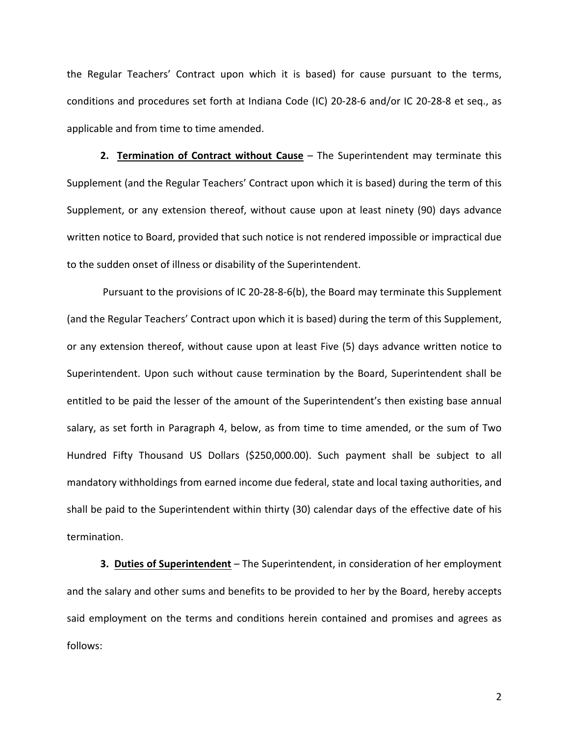the Regular Teachers' Contract upon which it is based) for cause pursuant to the terms, conditions and procedures set forth at Indiana Code (IC) 20-28-6 and/or IC 20-28-8 et seq., as applicable and from time to time amended.

**2. <u>Termination of Contract without Cause</u>** – The Superintendent may terminate this Supplement (and the Regular Teachers' Contract upon which it is based) during the term of this Supplement, or any extension thereof, without cause upon at least ninety (90) days advance written notice to Board, provided that such notice is not rendered impossible or impractical due to the sudden onset of illness or disability of the Superintendent.

Pursuant to the provisions of IC 20-28-8-6(b), the Board may terminate this Supplement (and the Regular Teachers' Contract upon which it is based) during the term of this Supplement, or any extension thereof, without cause upon at least Five (5) days advance written notice to Superintendent. Upon such without cause termination by the Board, Superintendent shall be entitled to be paid the lesser of the amount of the Superintendent's then existing base annual salary, as set forth in Paragraph 4, below, as from time to time amended, or the sum of Two Hundred Fifty Thousand US Dollars ($250,000.00). Such payment shall be subject to all mandatory withholdings from earned income due federal, state and local taxing authorities, and shall be paid to the Superintendent within thirty (30) calendar days of the effective date of his termination.

**3. <u>Duties of Superintendent</u>** – The Superintendent, in consideration of her employment and the salary and other sums and benefits to be provided to her by the Board, hereby accepts said employment on the terms and conditions herein contained and promises and agrees as follows: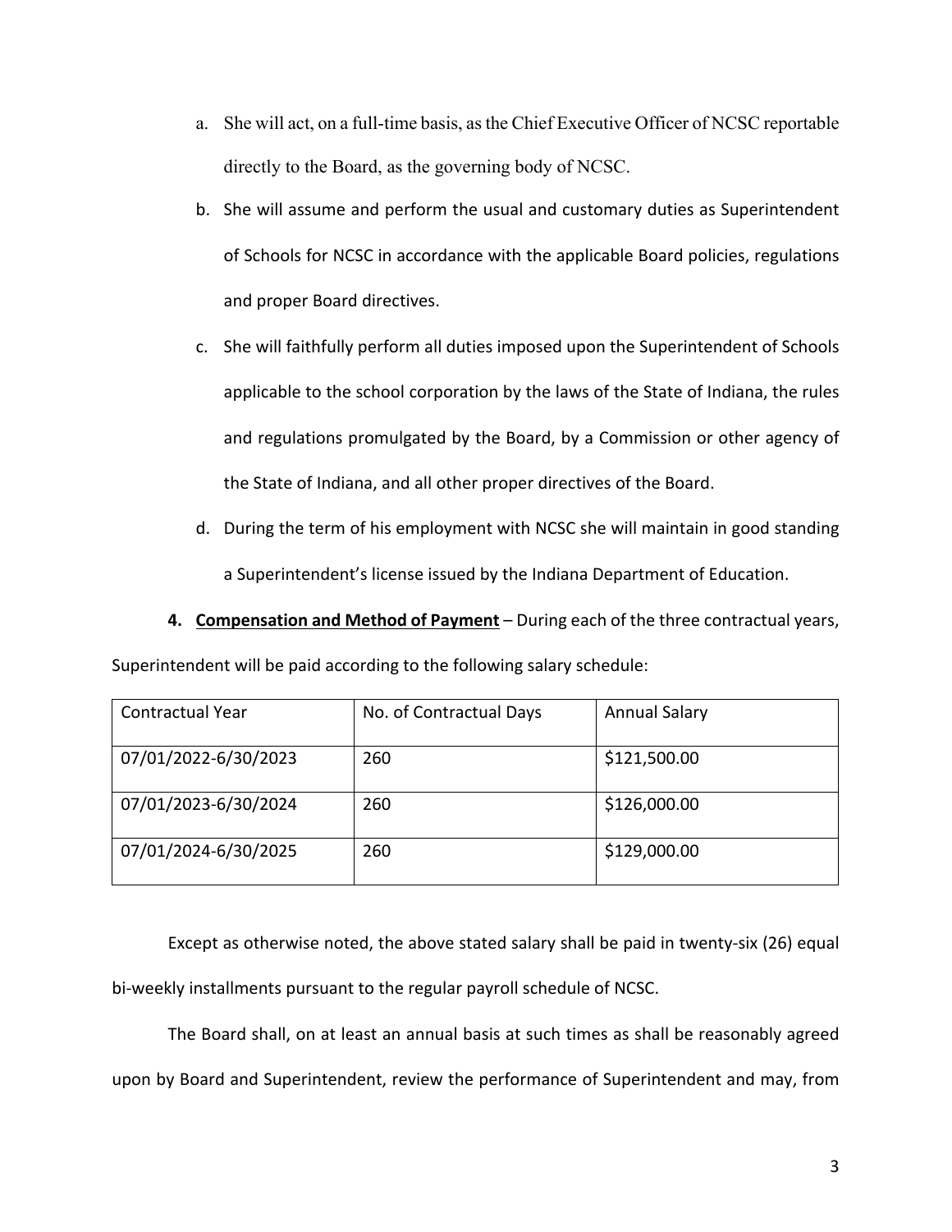a. She will act, on a full-time basis, as the Chief Executive Officer of NCSC reportable directly to the Board, as the governing body of NCSC.

b. She will assume and perform the usual and customary duties as Superintendent of Schools for NCSC in accordance with the applicable Board policies, regulations and proper Board directives.

c. She will faithfully perform all duties imposed upon the Superintendent of Schools applicable to the school corporation by the laws of the State of Indiana, the rules and regulations promulgated by the Board, by a Commission or other agency of the State of Indiana, and all other proper directives of the Board.

d. During the term of his employment with NCSC she will maintain in good standing a Superintendent's license issued by the Indiana Department of Education.

**4. <u>Compensation and Method of Payment</u>** – During each of the three contractual years, Superintendent will be paid according to the following salary schedule:

| Contractual Year | No. of Contractual Days | Annual Salary |
| --- | --- | --- |
| 07/01/2022-6/30/2023 | 260 | $121,500.00 |
| 07/01/2023-6/30/2024 | 260 | $126,000.00 |
| 07/01/2024-6/30/2025 | 260 | $129,000.00 |

Except as otherwise noted, the above stated salary shall be paid in twenty-six (26) equal bi-weekly installments pursuant to the regular payroll schedule of NCSC.

The Board shall, on at least an annual basis at such times as shall be reasonably agreed upon by Board and Superintendent, review the performance of Superintendent and may, from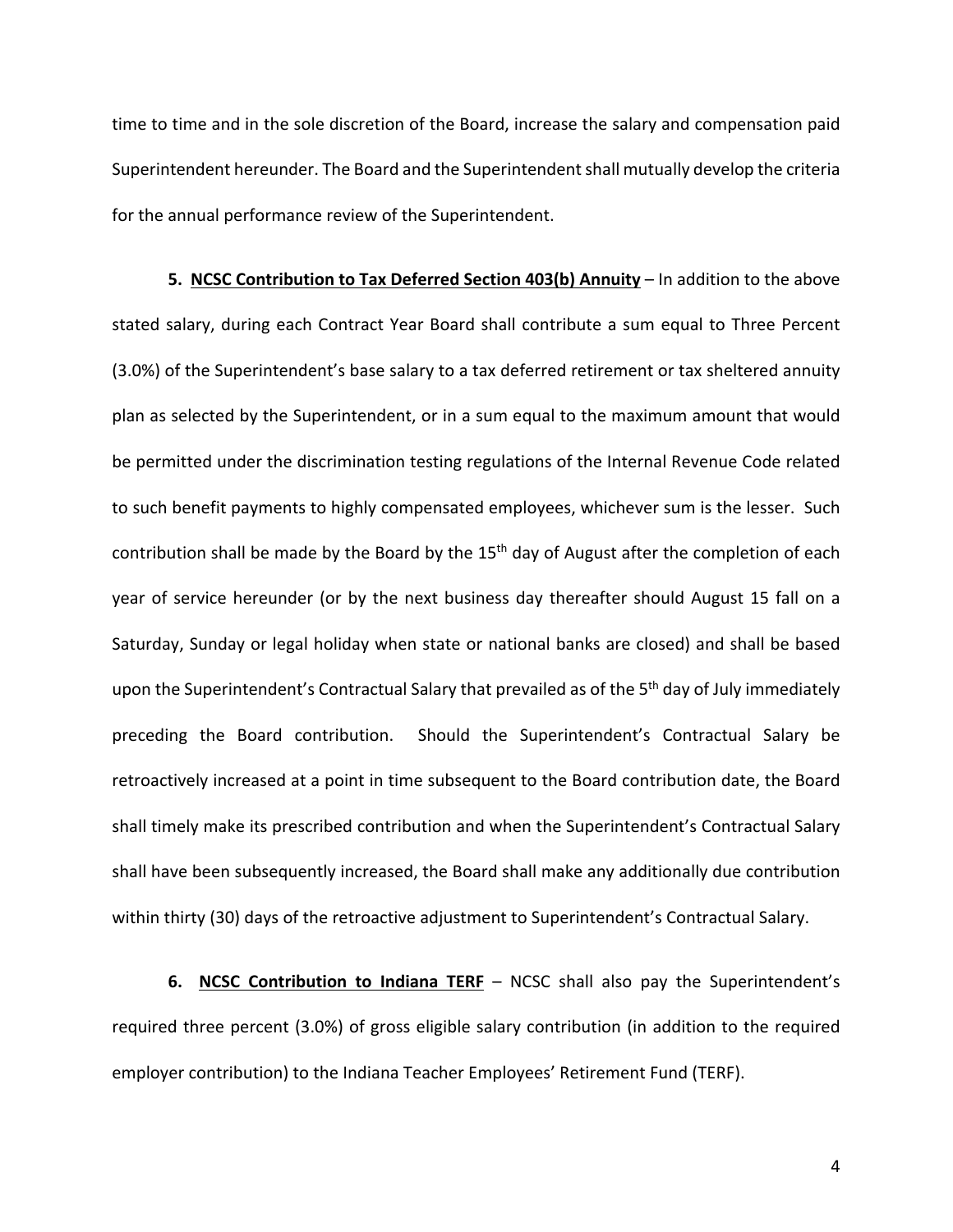time to time and in the sole discretion of the Board, increase the salary and compensation paid Superintendent hereunder. The Board and the Superintendent shall mutually develop the criteria for the annual performance review of the Superintendent.

**5. <u>NCSC Contribution to Tax Deferred Section 403(b) Annuity</u>** – In addition to the above stated salary, during each Contract Year Board shall contribute a sum equal to Three Percent (3.0%) of the Superintendent's base salary to a tax deferred retirement or tax sheltered annuity plan as selected by the Superintendent, or in a sum equal to the maximum amount that would be permitted under the discrimination testing regulations of the Internal Revenue Code related to such benefit payments to highly compensated employees, whichever sum is the lesser. Such contribution shall be made by the Board by the 15th day of August after the completion of each year of service hereunder (or by the next business day thereafter should August 15 fall on a Saturday, Sunday or legal holiday when state or national banks are closed) and shall be based upon the Superintendent's Contractual Salary that prevailed as of the 5th day of July immediately preceding the Board contribution. Should the Superintendent's Contractual Salary be retroactively increased at a point in time subsequent to the Board contribution date, the Board shall timely make its prescribed contribution and when the Superintendent's Contractual Salary shall have been subsequently increased, the Board shall make any additionally due contribution within thirty (30) days of the retroactive adjustment to Superintendent's Contractual Salary.

**6. <u>NCSC Contribution to Indiana TERF</u>** – NCSC shall also pay the Superintendent's required three percent (3.0%) of gross eligible salary contribution (in addition to the required employer contribution) to the Indiana Teacher Employees' Retirement Fund (TERF).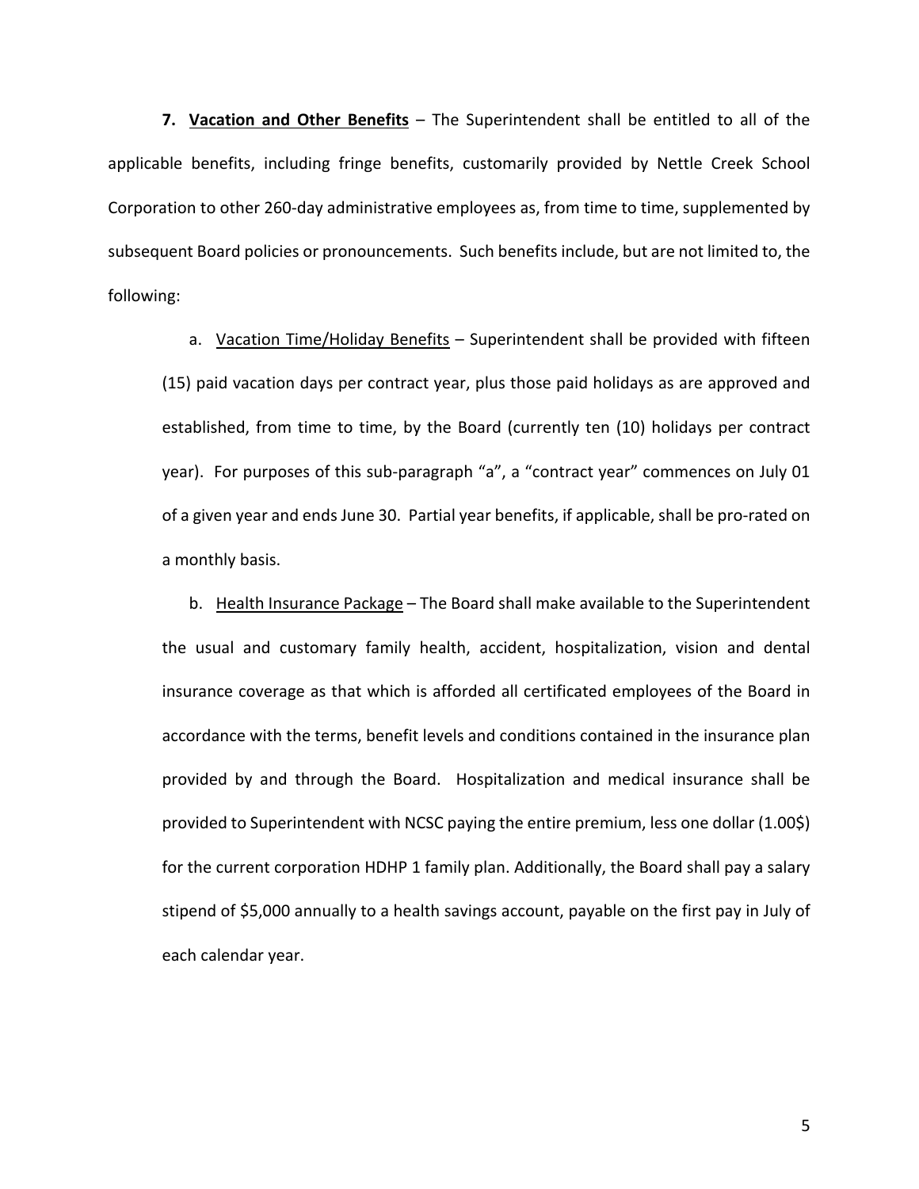**7. <u>Vacation and Other Benefits</u>** – The Superintendent shall be entitled to all of the applicable benefits, including fringe benefits, customarily provided by Nettle Creek School Corporation to other 260-day administrative employees as, from time to time, supplemented by subsequent Board policies or pronouncements. Such benefits include, but are not limited to, the following:

a. <u>Vacation Time/Holiday Benefits</u> – Superintendent shall be provided with fifteen (15) paid vacation days per contract year, plus those paid holidays as are approved and established, from time to time, by the Board (currently ten (10) holidays per contract year). For purposes of this sub-paragraph "a", a "contract year" commences on July 01 of a given year and ends June 30. Partial year benefits, if applicable, shall be pro-rated on a monthly basis.

b. <u>Health Insurance Package</u> – The Board shall make available to the Superintendent the usual and customary family health, accident, hospitalization, vision and dental insurance coverage as that which is afforded all certificated employees of the Board in accordance with the terms, benefit levels and conditions contained in the insurance plan provided by and through the Board. Hospitalization and medical insurance shall be provided to Superintendent with NCSC paying the entire premium, less one dollar (1.00$) for the current corporation HDHP 1 family plan. Additionally, the Board shall pay a salary stipend of $5,000 annually to a health savings account, payable on the first pay in July of each calendar year.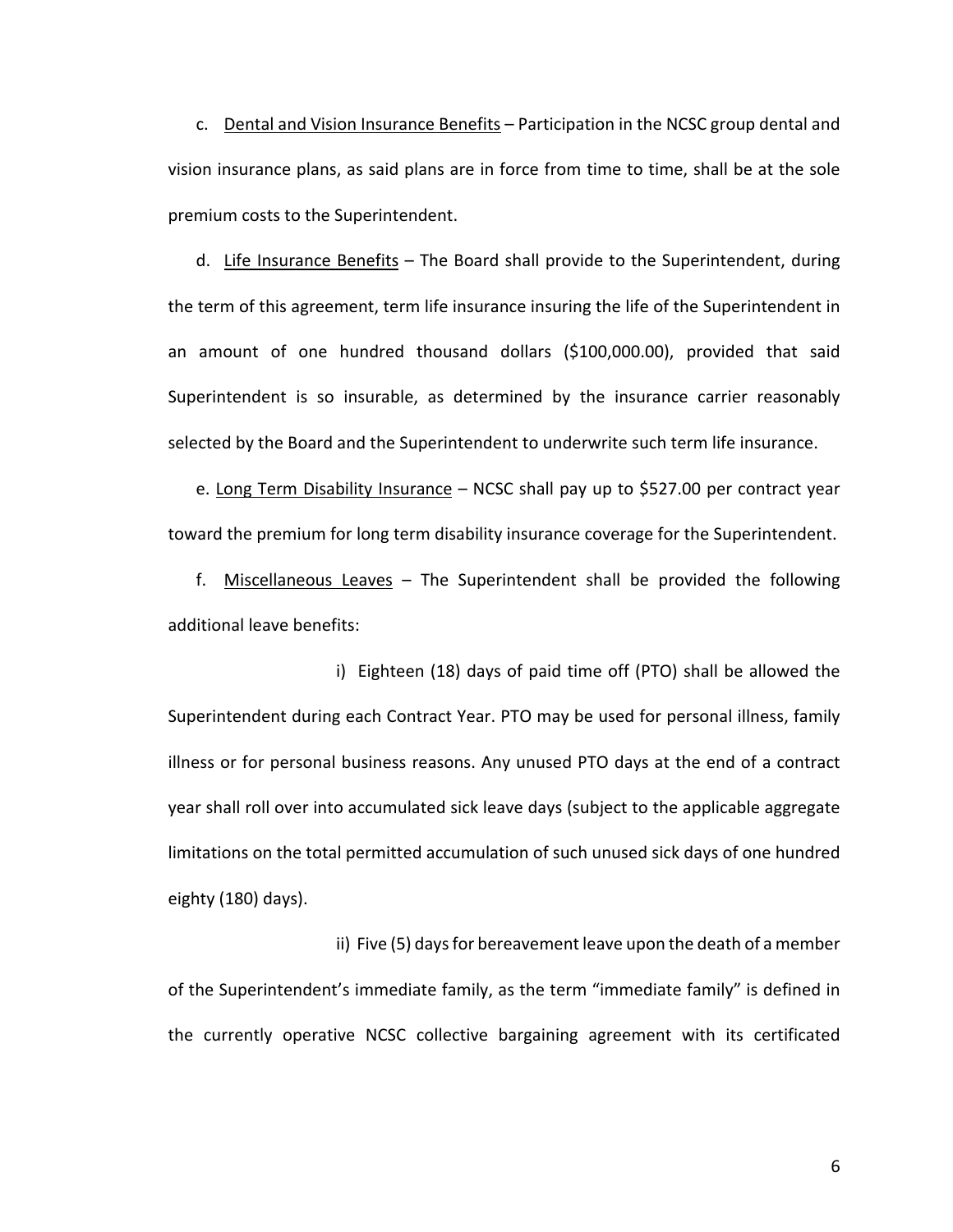c. <u>Dental and Vision Insurance Benefits</u> – Participation in the NCSC group dental and vision insurance plans, as said plans are in force from time to time, shall be at the sole premium costs to the Superintendent.

d. <u>Life Insurance Benefits</u> – The Board shall provide to the Superintendent, during the term of this agreement, term life insurance insuring the life of the Superintendent in an amount of one hundred thousand dollars ($100,000.00), provided that said Superintendent is so insurable, as determined by the insurance carrier reasonably selected by the Board and the Superintendent to underwrite such term life insurance.

e. <u>Long Term Disability Insurance</u> – NCSC shall pay up to $527.00 per contract year toward the premium for long term disability insurance coverage for the Superintendent.

f. <u>Miscellaneous Leaves</u> – The Superintendent shall be provided the following additional leave benefits:

i) Eighteen (18) days of paid time off (PTO) shall be allowed the Superintendent during each Contract Year. PTO may be used for personal illness, family illness or for personal business reasons. Any unused PTO days at the end of a contract year shall roll over into accumulated sick leave days (subject to the applicable aggregate limitations on the total permitted accumulation of such unused sick days of one hundred eighty (180) days).

ii) Five (5) days for bereavement leave upon the death of a member of the Superintendent's immediate family, as the term "immediate family" is defined in the currently operative NCSC collective bargaining agreement with its certificated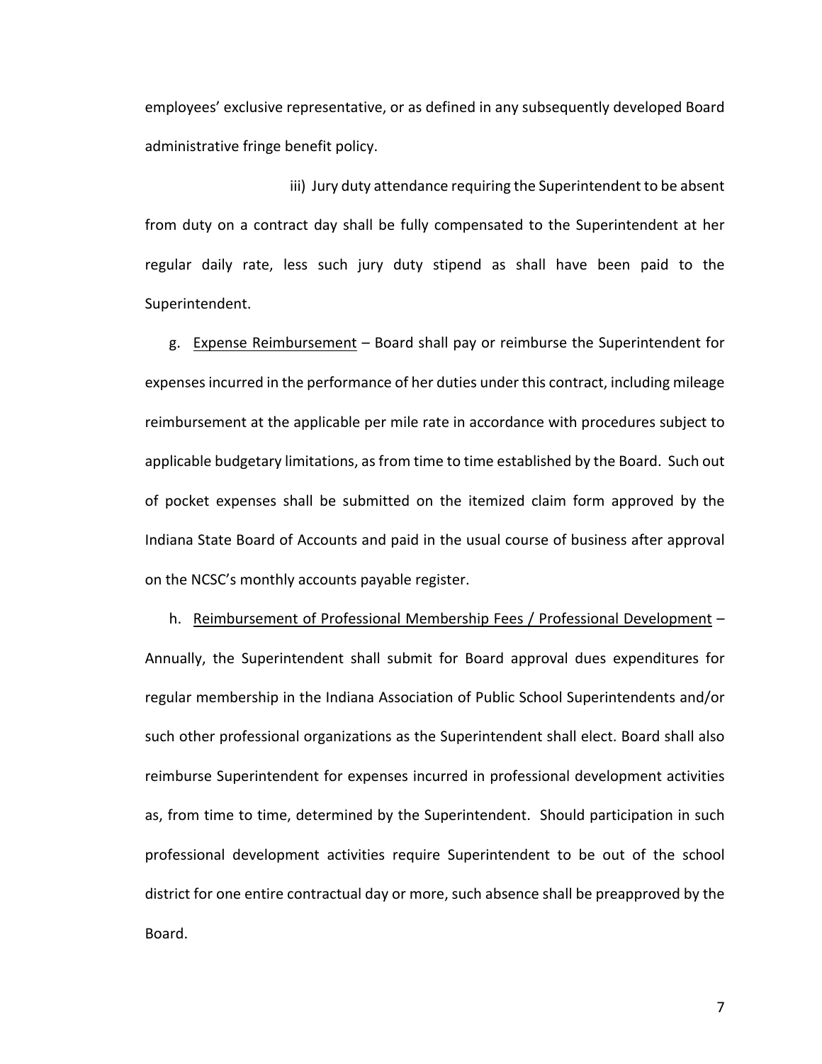employees' exclusive representative, or as defined in any subsequently developed Board administrative fringe benefit policy.

iii) Jury duty attendance requiring the Superintendent to be absent from duty on a contract day shall be fully compensated to the Superintendent at her regular daily rate, less such jury duty stipend as shall have been paid to the Superintendent.

g. Expense Reimbursement – Board shall pay or reimburse the Superintendent for expenses incurred in the performance of her duties under this contract, including mileage reimbursement at the applicable per mile rate in accordance with procedures subject to applicable budgetary limitations, as from time to time established by the Board. Such out of pocket expenses shall be submitted on the itemized claim form approved by the Indiana State Board of Accounts and paid in the usual course of business after approval on the NCSC's monthly accounts payable register.

h. Reimbursement of Professional Membership Fees / Professional Development – Annually, the Superintendent shall submit for Board approval dues expenditures for regular membership in the Indiana Association of Public School Superintendents and/or such other professional organizations as the Superintendent shall elect. Board shall also reimburse Superintendent for expenses incurred in professional development activities as, from time to time, determined by the Superintendent. Should participation in such professional development activities require Superintendent to be out of the school district for one entire contractual day or more, such absence shall be preapproved by the Board.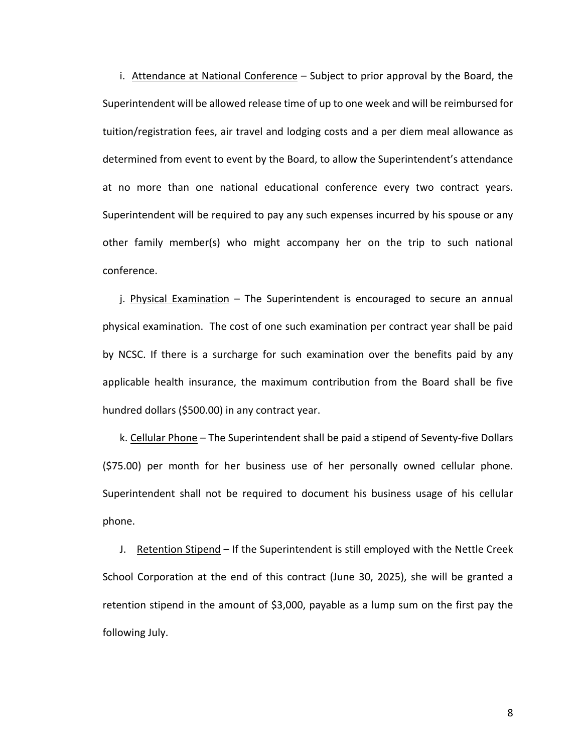i. <u>Attendance at National Conference</u> – Subject to prior approval by the Board, the Superintendent will be allowed release time of up to one week and will be reimbursed for tuition/registration fees, air travel and lodging costs and a per diem meal allowance as determined from event to event by the Board, to allow the Superintendent's attendance at no more than one national educational conference every two contract years. Superintendent will be required to pay any such expenses incurred by his spouse or any other family member(s) who might accompany her on the trip to such national conference.

j. <u>Physical Examination</u> – The Superintendent is encouraged to secure an annual physical examination. The cost of one such examination per contract year shall be paid by NCSC. If there is a surcharge for such examination over the benefits paid by any applicable health insurance, the maximum contribution from the Board shall be five hundred dollars ($500.00) in any contract year.

k. <u>Cellular Phone</u> – The Superintendent shall be paid a stipend of Seventy-five Dollars ($75.00) per month for her business use of her personally owned cellular phone. Superintendent shall not be required to document his business usage of his cellular phone.

J. <u>Retention Stipend</u> – If the Superintendent is still employed with the Nettle Creek School Corporation at the end of this contract (June 30, 2025), she will be granted a retention stipend in the amount of $3,000, payable as a lump sum on the first pay the following July.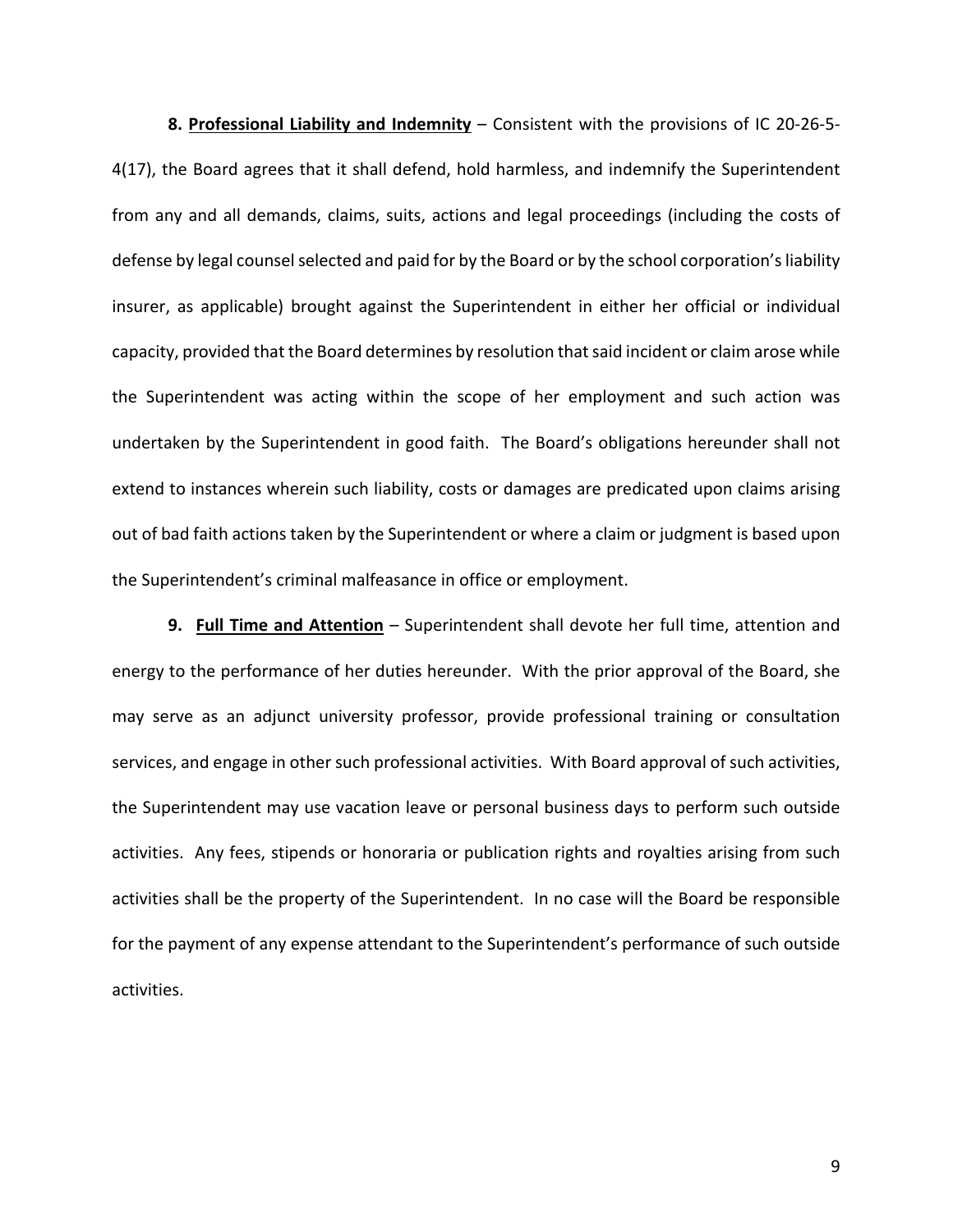**8. <u>Professional Liability and Indemnity</u>** – Consistent with the provisions of IC 20-26-5-4(17), the Board agrees that it shall defend, hold harmless, and indemnify the Superintendent from any and all demands, claims, suits, actions and legal proceedings (including the costs of defense by legal counsel selected and paid for by the Board or by the school corporation's liability insurer, as applicable) brought against the Superintendent in either her official or individual capacity, provided that the Board determines by resolution that said incident or claim arose while the Superintendent was acting within the scope of her employment and such action was undertaken by the Superintendent in good faith. The Board's obligations hereunder shall not extend to instances wherein such liability, costs or damages are predicated upon claims arising out of bad faith actions taken by the Superintendent or where a claim or judgment is based upon the Superintendent's criminal malfeasance in office or employment.

**9. <u>Full Time and Attention</u>** – Superintendent shall devote her full time, attention and energy to the performance of her duties hereunder. With the prior approval of the Board, she may serve as an adjunct university professor, provide professional training or consultation services, and engage in other such professional activities. With Board approval of such activities, the Superintendent may use vacation leave or personal business days to perform such outside activities. Any fees, stipends or honoraria or publication rights and royalties arising from such activities shall be the property of the Superintendent. In no case will the Board be responsible for the payment of any expense attendant to the Superintendent's performance of such outside activities.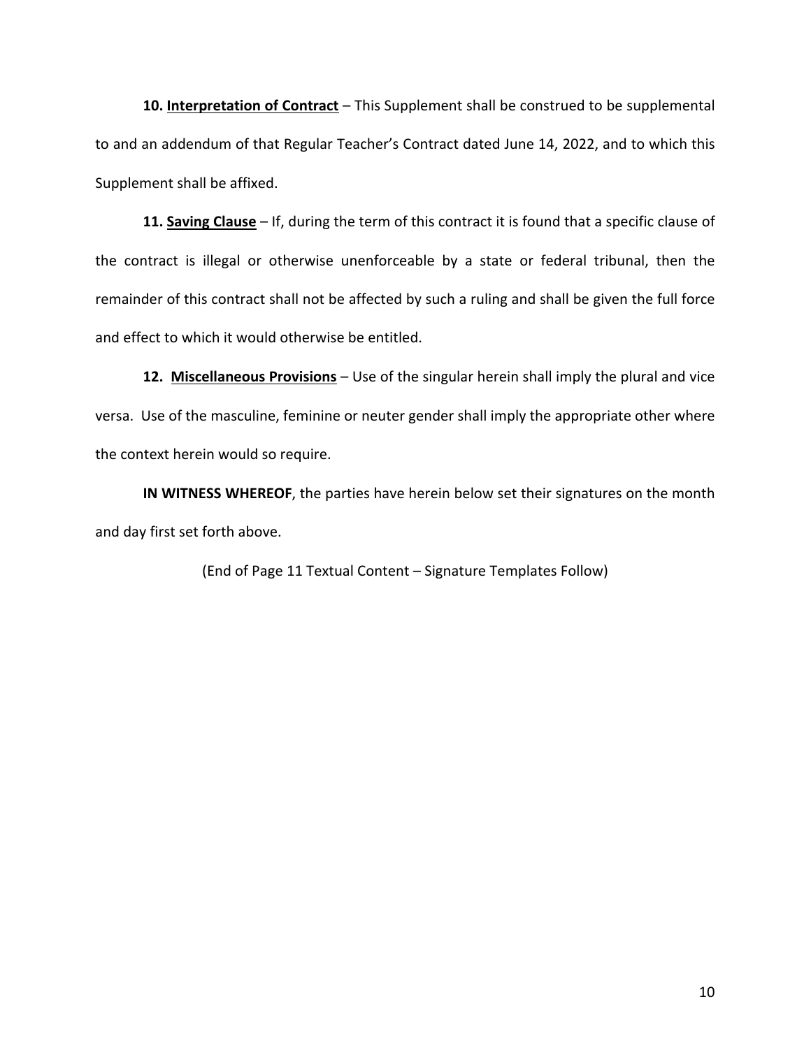**10. <u>Interpretation of Contract</u>** – This Supplement shall be construed to be supplemental to and an addendum of that Regular Teacher's Contract dated June 14, 2022, and to which this Supplement shall be affixed.

**11. <u>Saving Clause</u>** – If, during the term of this contract it is found that a specific clause of the contract is illegal or otherwise unenforceable by a state or federal tribunal, then the remainder of this contract shall not be affected by such a ruling and shall be given the full force and effect to which it would otherwise be entitled.

**12. <u>Miscellaneous Provisions</u>** – Use of the singular herein shall imply the plural and vice versa. Use of the masculine, feminine or neuter gender shall imply the appropriate other where the context herein would so require.

**IN WITNESS WHEREOF**, the parties have herein below set their signatures on the month and day first set forth above.

(End of Page 11 Textual Content – Signature Templates Follow)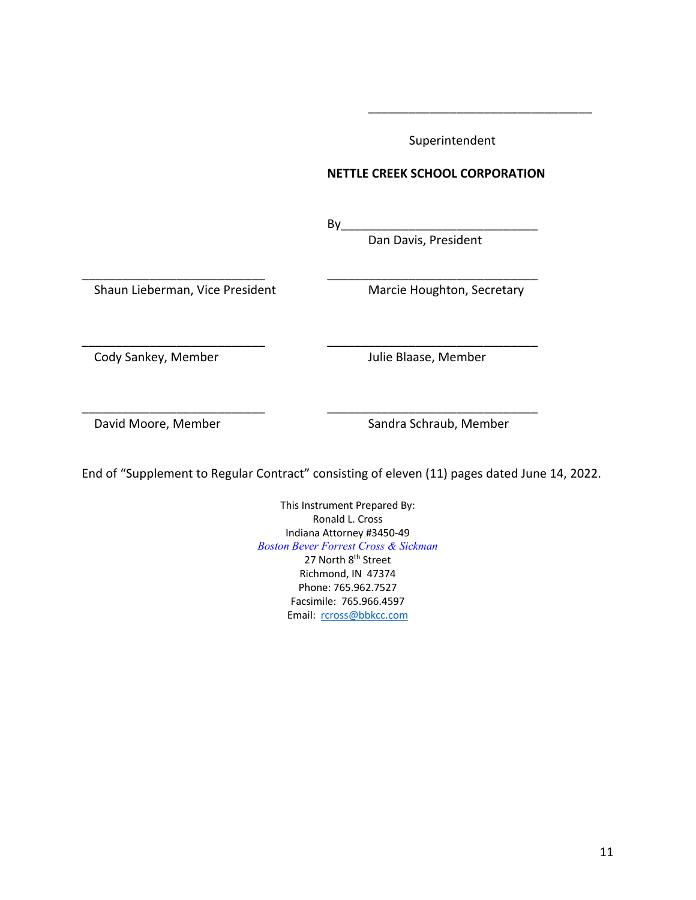\_\_\_\_\_\_\_\_\_\_\_\_\_\_\_\_\_\_\_\_\_\_\_\_\_\_\_\_\_\_\_\_\_\_

Superintendent

**NETTLE CREEK SCHOOL CORPORATION**

By\_\_\_\_\_\_\_\_\_\_\_\_\_\_\_\_\_\_\_\_\_\_\_\_\_\_\_\_\_\_
Dan Davis, President

\_\_\_\_\_\_\_\_\_\_\_\_\_\_\_\_\_\_\_\_\_\_\_\_\_\_\_\_
Shaun Lieberman, Vice President

\_\_\_\_\_\_\_\_\_\_\_\_\_\_\_\_\_\_\_\_\_\_\_\_\_\_\_\_\_\_\_\_
Marcie Houghton, Secretary

\_\_\_\_\_\_\_\_\_\_\_\_\_\_\_\_\_\_\_\_\_\_\_\_\_\_\_\_
Cody Sankey, Member

\_\_\_\_\_\_\_\_\_\_\_\_\_\_\_\_\_\_\_\_\_\_\_\_\_\_\_\_\_\_\_\_
Julie Blaase, Member

\_\_\_\_\_\_\_\_\_\_\_\_\_\_\_\_\_\_\_\_\_\_\_\_\_\_\_\_
David Moore, Member

\_\_\_\_\_\_\_\_\_\_\_\_\_\_\_\_\_\_\_\_\_\_\_\_\_\_\_\_\_\_\_\_
Sandra Schraub, Member

End of "Supplement to Regular Contract" consisting of eleven (11) pages dated June 14, 2022.

This Instrument Prepared By:
Ronald L. Cross
Indiana Attorney #3450-49
*Boston Bever Forrest Cross & Sickman*
27 North 8th Street
Richmond, IN 47374
Phone: 765.962.7527
Facsimile: 765.966.4597
Email: rcross@bbkcc.com